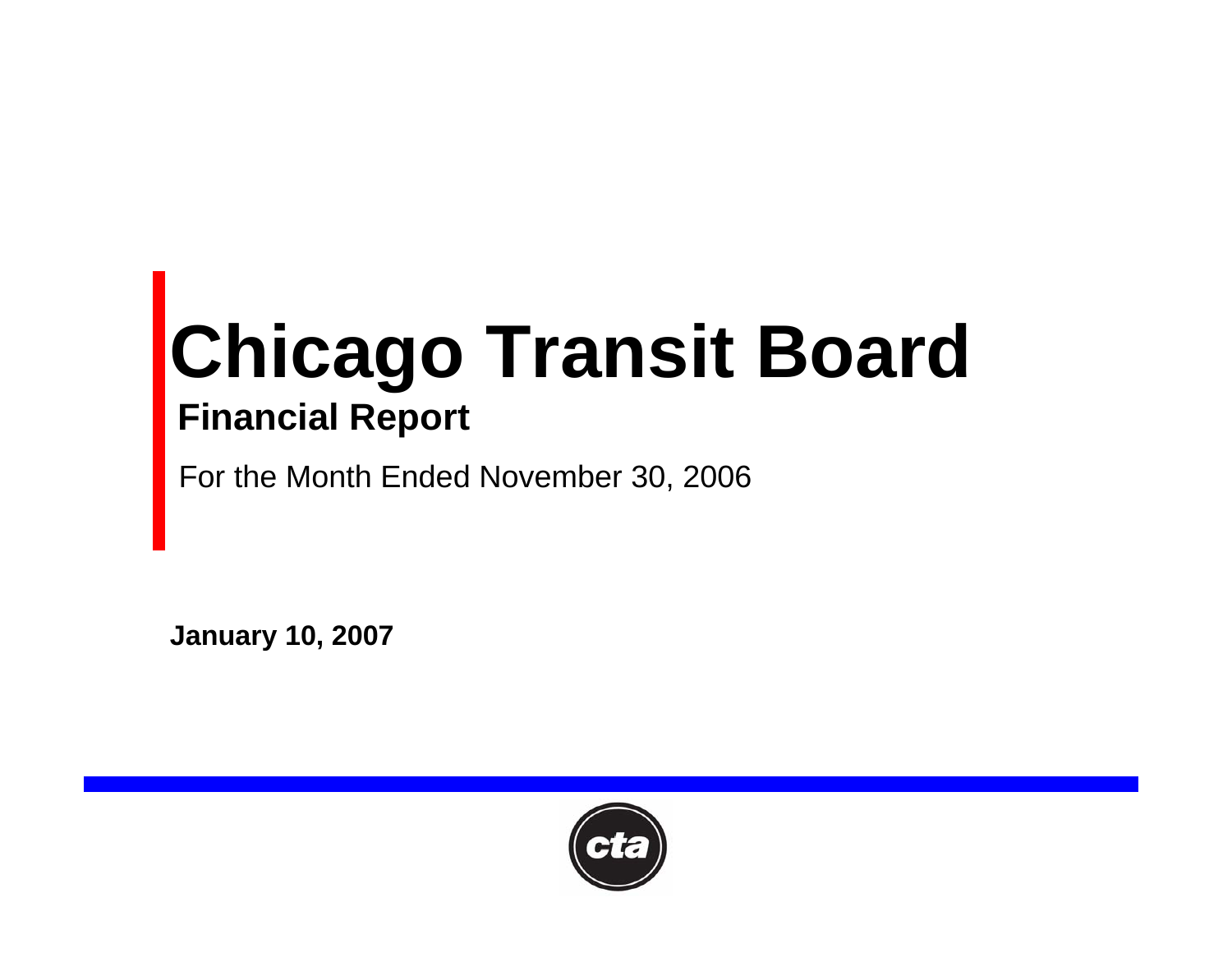# Chicago Transit Board

## Financial Report

For the Month Ended November 30, 2006

**January 10, 2007**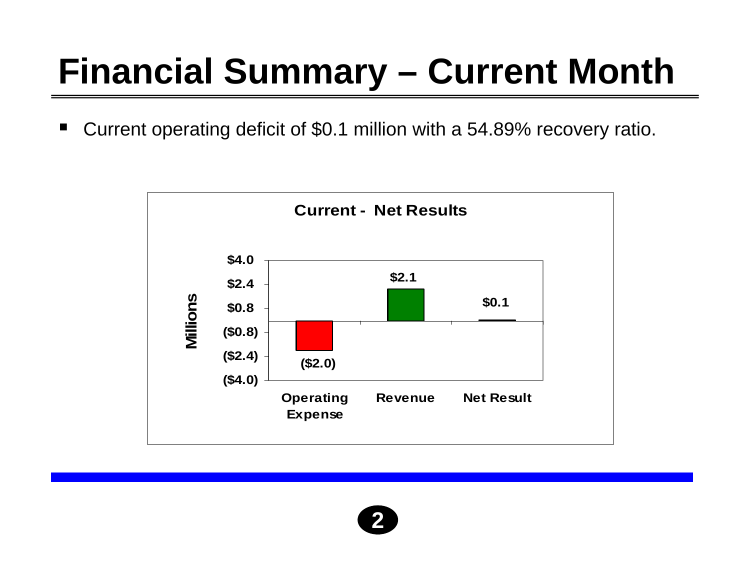# Financial Summary – Current Month

- Current operating deficit of $0.1 million with a 54.89% recovery ratio.

**Current - Net Results**

| | Operating Expense | Revenue | Net Result |
|---|---|---|---|
| Millions | ($2.0) | $2.1 | $0.1 |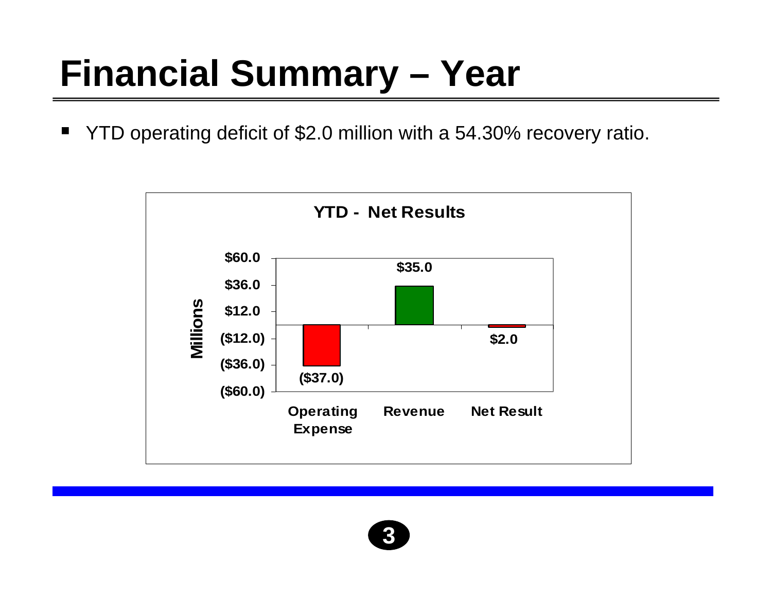# Financial Summary – Year

- YTD operating deficit of $2.0 million with a 54.30% recovery ratio.

**YTD - Net Results**

| | Operating Expense | Revenue | Net Result |
|---|---|---|---|
| Millions | ($37.0) | $35.0 | $2.0 |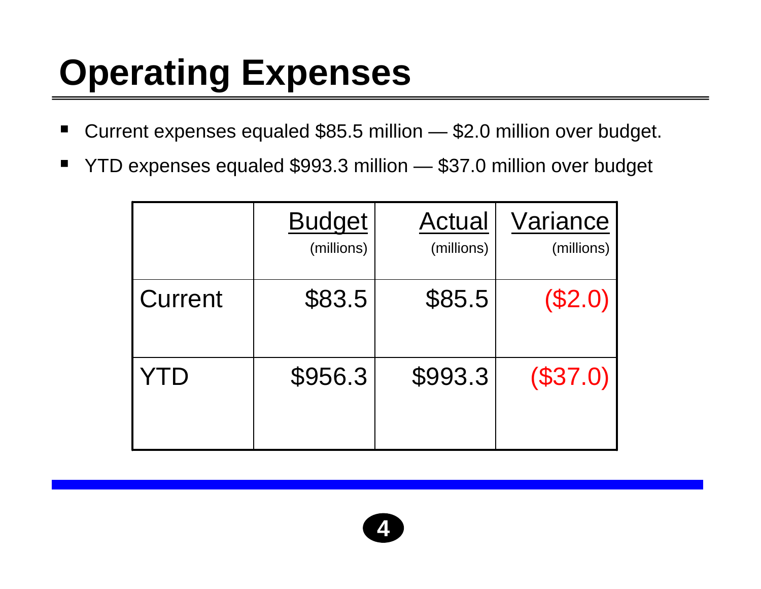# Operating Expenses

- Current expenses equaled $85.5 million — $2.0 million over budget.
- YTD expenses equaled $993.3 million — $37.0 million over budget

| | Budget (millions) | Actual (millions) | Variance (millions) |
|---|---|---|---|
| Current | $83.5 | $85.5 | ($2.0) |
| YTD | $956.3 | $993.3 | ($37.0) |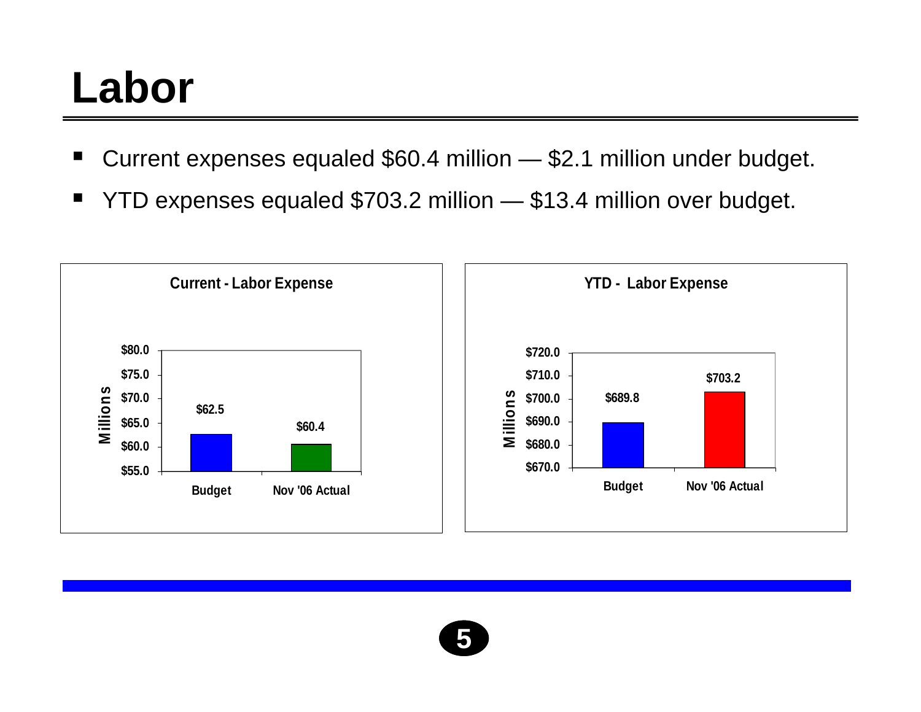# Labor

- Current expenses equaled $60.4 million — $2.1 million under budget.
- YTD expenses equaled $703.2 million — $13.4 million over budget.

**Current - Labor Expense**

| | Budget | Nov '06 Actual |
|---|---|---|
| Millions | $62.5 | $60.4 |

**YTD - Labor Expense**

| | Budget | Nov '06 Actual |
|---|---|---|
| Millions | $689.8 | $703.2 |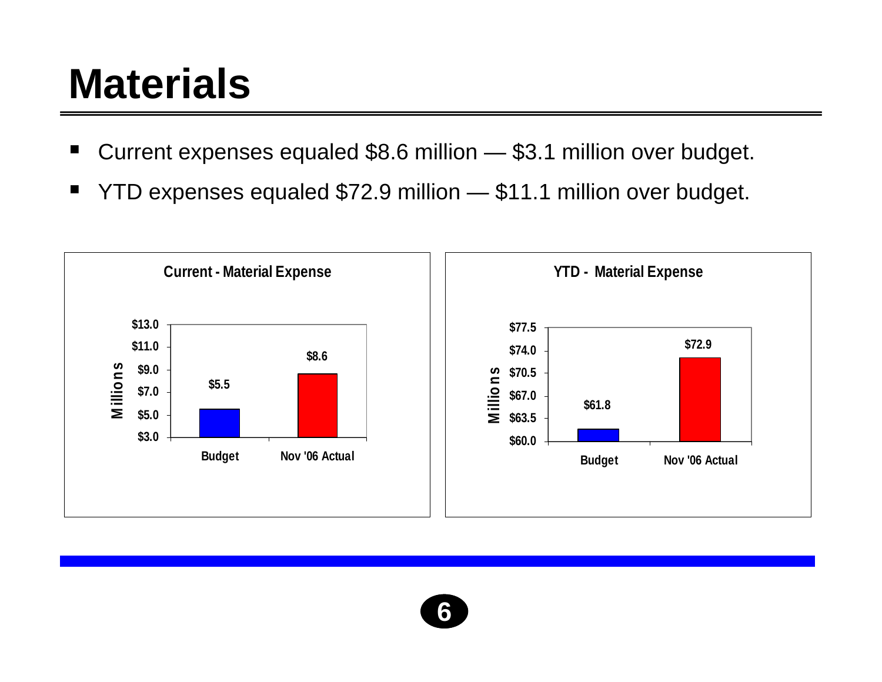# Materials

- Current expenses equaled $8.6 million — $3.1 million over budget.
- YTD expenses equaled $72.9 million — $11.1 million over budget.

**Current - Material Expense**

| | Millions |
|---|---|
| Budget | $5.5 |
| Nov '06 Actual | $8.6 |

**YTD - Material Expense**

| | Millions |
|---|---|
| Budget | $61.8 |
| Nov '06 Actual | $72.9 |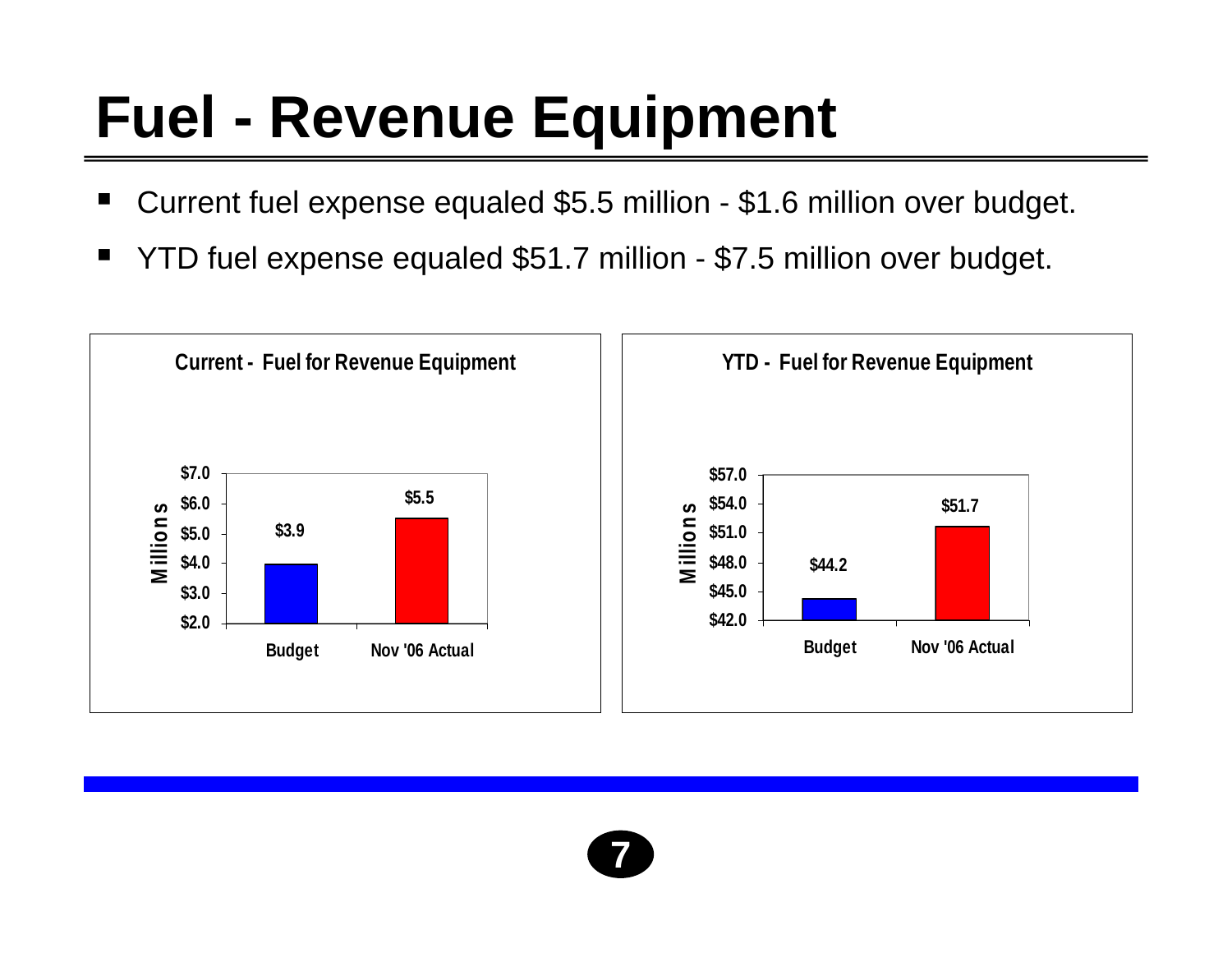# Fuel - Revenue Equipment

- Current fuel expense equaled \$5.5 million - \$1.6 million over budget.
- YTD fuel expense equaled \$51.7 million - \$7.5 million over budget.

**Current - Fuel for Revenue Equipment**

| | Millions |
|---|---|
| Budget | \$3.9 |
| Nov '06 Actual | \$5.5 |

**YTD - Fuel for Revenue Equipment**

| | Millions |
|---|---|
| Budget | \$44.2 |
| Nov '06 Actual | \$51.7 |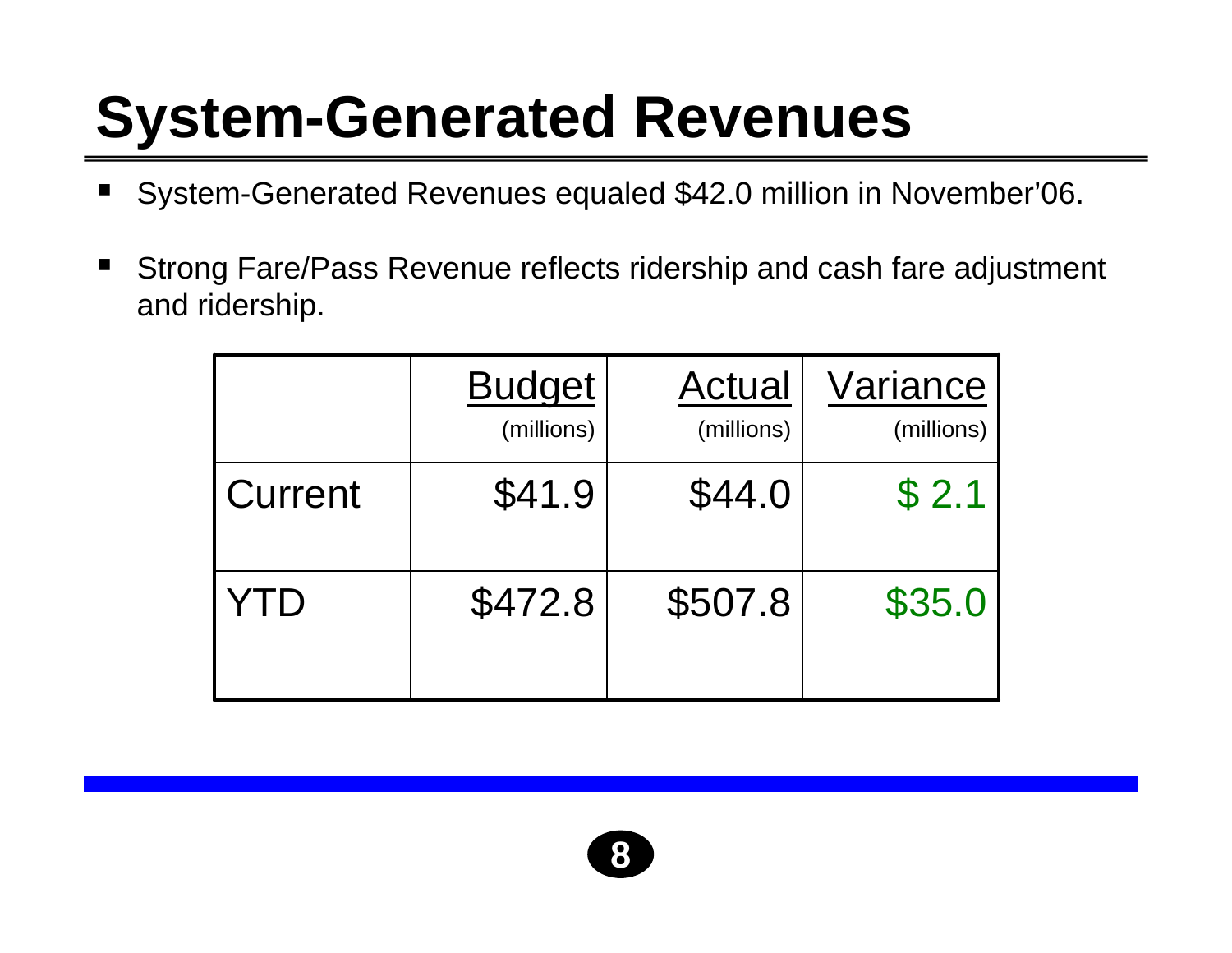# System-Generated Revenues

- System-Generated Revenues equaled $42.0 million in November'06.
- Strong Fare/Pass Revenue reflects ridership and cash fare adjustment and ridership.

| | Budget (millions) | Actual (millions) | Variance (millions) |
|---|---|---|---|
| Current | $41.9 | $44.0 | $ 2.1 |
| YTD | $472.8 | $507.8 | $35.0 |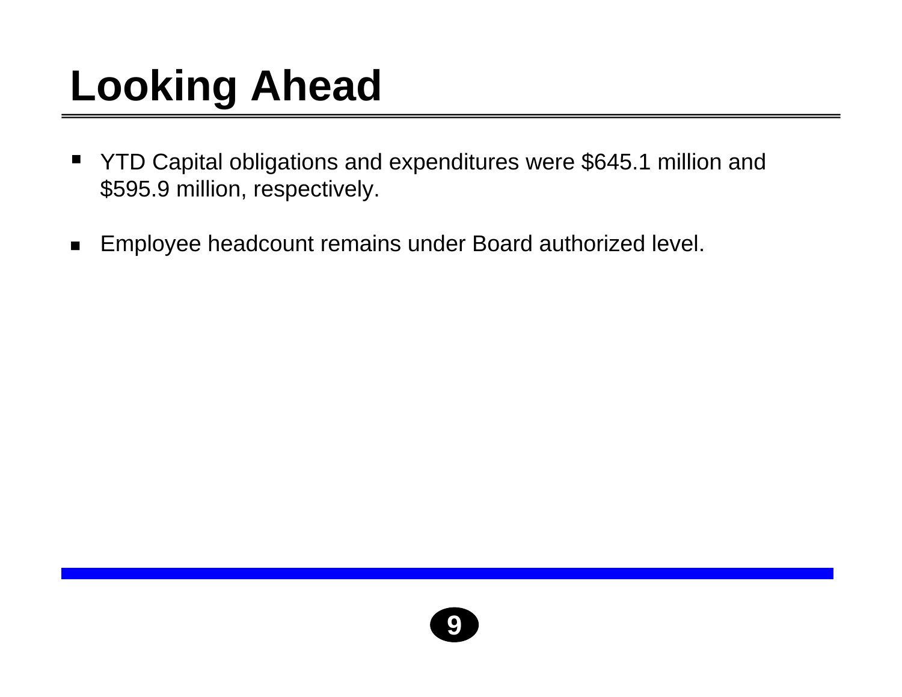# Looking Ahead

- YTD Capital obligations and expenditures were $645.1 million and $595.9 million, respectively.

- Employee headcount remains under Board authorized level.